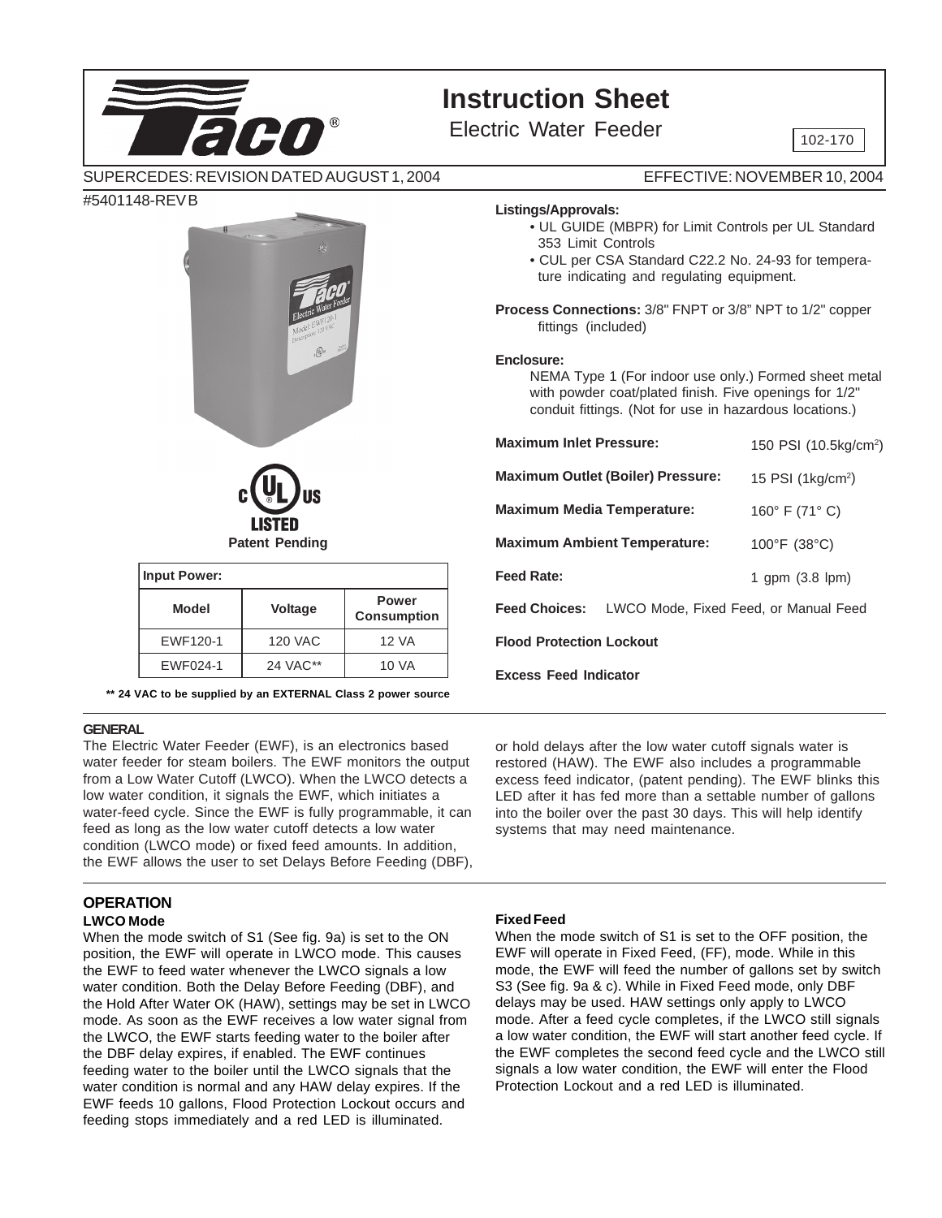# Instruction Sheet

Electric Water Feeder

102-170

SUPERCEDES: REVISION DATED AUGUST 1, 2004 EFFECTIVE: NOVEMBER 10, 2004

#5401148-REV B

Patent Pending

| Input Power: | | |
|---|---|---|
| **Model** | **Voltage** | **Power Consumption** |
| EWF120-1 | 120 VAC | 12 VA |
| EWF024-1 | 24 VAC** | 10 VA |

**\*\* 24 VAC to be supplied by an EXTERNAL Class 2 power source**

**Listings/Approvals:**

- UL GUIDE (MBPR) for Limit Controls per UL Standard 353 Limit Controls
- CUL per CSA Standard C22.2 No. 24-93 for temperature indicating and regulating equipment.

**Process Connections:** 3/8" FNPT or 3/8" NPT to 1/2" copper fittings (included)

**Enclosure:**

NEMA Type 1 (For indoor use only.) Formed sheet metal with powder coat/plated finish. Five openings for 1/2" conduit fittings. (Not for use in hazardous locations.)

**Maximum Inlet Pressure:** 150 PSI (10.5kg/cm²)

**Maximum Outlet (Boiler) Pressure:** 15 PSI (1kg/cm²)

**Maximum Media Temperature:** 160° F (71° C)

**Maximum Ambient Temperature:** 100°F (38°C)

**Feed Rate:** 1 gpm (3.8 lpm)

**Feed Choices:** LWCO Mode, Fixed Feed, or Manual Feed

**Flood Protection Lockout**

**Excess Feed Indicator**

## GENERAL

The Electric Water Feeder (EWF), is an electronics based water feeder for steam boilers. The EWF monitors the output from a Low Water Cutoff (LWCO). When the LWCO detects a low water condition, it signals the EWF, which initiates a water-feed cycle. Since the EWF is fully programmable, it can feed as long as the low water cutoff detects a low water condition (LWCO mode) or fixed feed amounts. In addition, the EWF allows the user to set Delays Before Feeding (DBF), or hold delays after the low water cutoff signals water is restored (HAW). The EWF also includes a programmable excess feed indicator, (patent pending). The EWF blinks this LED after it has fed more than a settable number of gallons into the boiler over the past 30 days. This will help identify systems that may need maintenance.

## OPERATION

### LWCO Mode

When the mode switch of S1 (See fig. 9a) is set to the ON position, the EWF will operate in LWCO mode. This causes the EWF to feed water whenever the LWCO signals a low water condition. Both the Delay Before Feeding (DBF), and the Hold After Water OK (HAW), settings may be set in LWCO mode. As soon as the EWF receives a low water signal from the LWCO, the EWF starts feeding water to the boiler after the DBF delay expires, if enabled. The EWF continues feeding water to the boiler until the LWCO signals that the water condition is normal and any HAW delay expires. If the EWF feeds 10 gallons, Flood Protection Lockout occurs and feeding stops immediately and a red LED is illuminated.

### Fixed Feed

When the mode switch of S1 is set to the OFF position, the EWF will operate in Fixed Feed, (FF), mode. While in this mode, the EWF will feed the number of gallons set by switch S3 (See fig. 9a & c). While in Fixed Feed mode, only DBF delays may be used. HAW settings only apply to LWCO mode. After a feed cycle completes, if the LWCO still signals a low water condition, the EWF will start another feed cycle. If the EWF completes the second feed cycle and the LWCO still signals a low water condition, the EWF will enter the Flood Protection Lockout and a red LED is illuminated.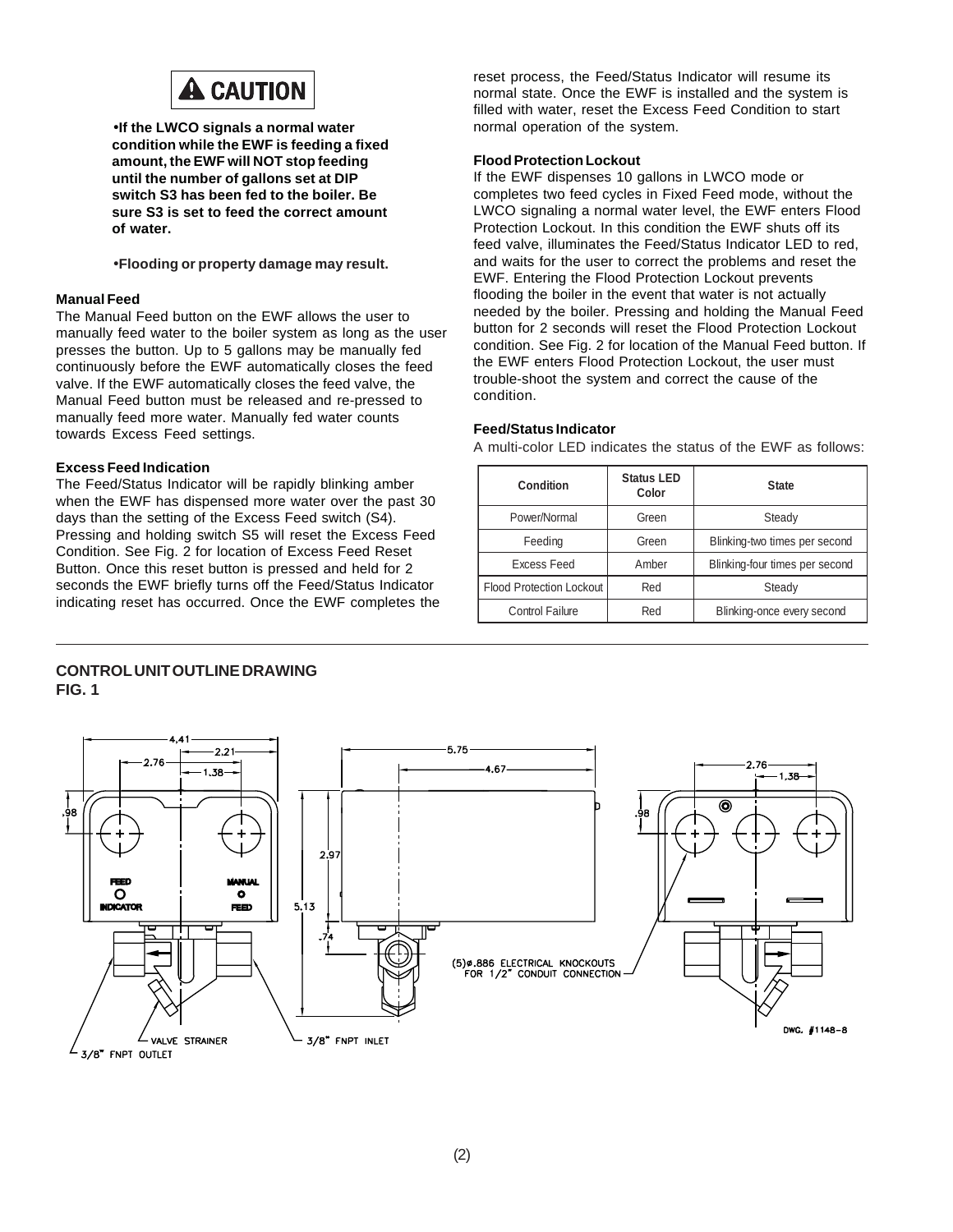**⚠ CAUTION**

- **If the LWCO signals a normal water condition while the EWF is feeding a fixed amount, the EWF will NOT stop feeding until the number of gallons set at DIP switch S3 has been fed to the boiler. Be sure S3 is set to feed the correct amount of water.**

- **Flooding or property damage may result.**

### Manual Feed

The Manual Feed button on the EWF allows the user to manually feed water to the boiler system as long as the user presses the button. Up to 5 gallons may be manually fed continuously before the EWF automatically closes the feed valve. If the EWF automatically closes the feed valve, the Manual Feed button must be released and re-pressed to manually feed more water. Manually fed water counts towards Excess Feed settings.

### Excess Feed Indication

The Feed/Status Indicator will be rapidly blinking amber when the EWF has dispensed more water over the past 30 days than the setting of the Excess Feed switch (S4). Pressing and holding switch S5 will reset the Excess Feed Condition. See Fig. 2 for location of Excess Feed Reset Button. Once this reset button is pressed and held for 2 seconds the EWF briefly turns off the Feed/Status Indicator indicating reset has occurred. Once the EWF completes the reset process, the Feed/Status Indicator will resume its normal state. Once the EWF is installed and the system is filled with water, reset the Excess Feed Condition to start normal operation of the system.

### Flood Protection Lockout

If the EWF dispenses 10 gallons in LWCO mode or completes two feed cycles in Fixed Feed mode, without the LWCO signaling a normal water level, the EWF enters Flood Protection Lockout. In this condition the EWF shuts off its feed valve, illuminates the Feed/Status Indicator LED to red, and waits for the user to correct the problems and reset the EWF. Entering the Flood Protection Lockout prevents flooding the boiler in the event that water is not actually needed by the boiler. Pressing and holding the Manual Feed button for 2 seconds will reset the Flood Protection Lockout condition. See Fig. 2 for location of the Manual Feed button. If the EWF enters Flood Protection Lockout, the user must trouble-shoot the system and correct the cause of the condition.

### Feed/Status Indicator

A multi-color LED indicates the status of the EWF as follows:

| Condition | Status LED Color | State |
|---|---|---|
| Power/Normal | Green | Steady |
| Feeding | Green | Blinking-two times per second |
| Excess Feed | Amber | Blinking-four times per second |
| Flood Protection Lockout | Red | Steady |
| Control Failure | Red | Blinking-once every second |

## CONTROL UNIT OUTLINE DRAWING
## FIG. 1

4.41, 2.21, 2.76, 1.38, .98, 5.75, 4.67, 2.97, 5.13, .74, 2.76, 1.38, .98

FEED INDICATOR

MANUAL FEED

VALVE STRAINER

3/8" FNPT OUTLET

3/8" FNPT INLET

(5)ø.886 ELECTRICAL KNOCKOUTS FOR 1/2" CONDUIT CONNECTION

DWG. #1148-8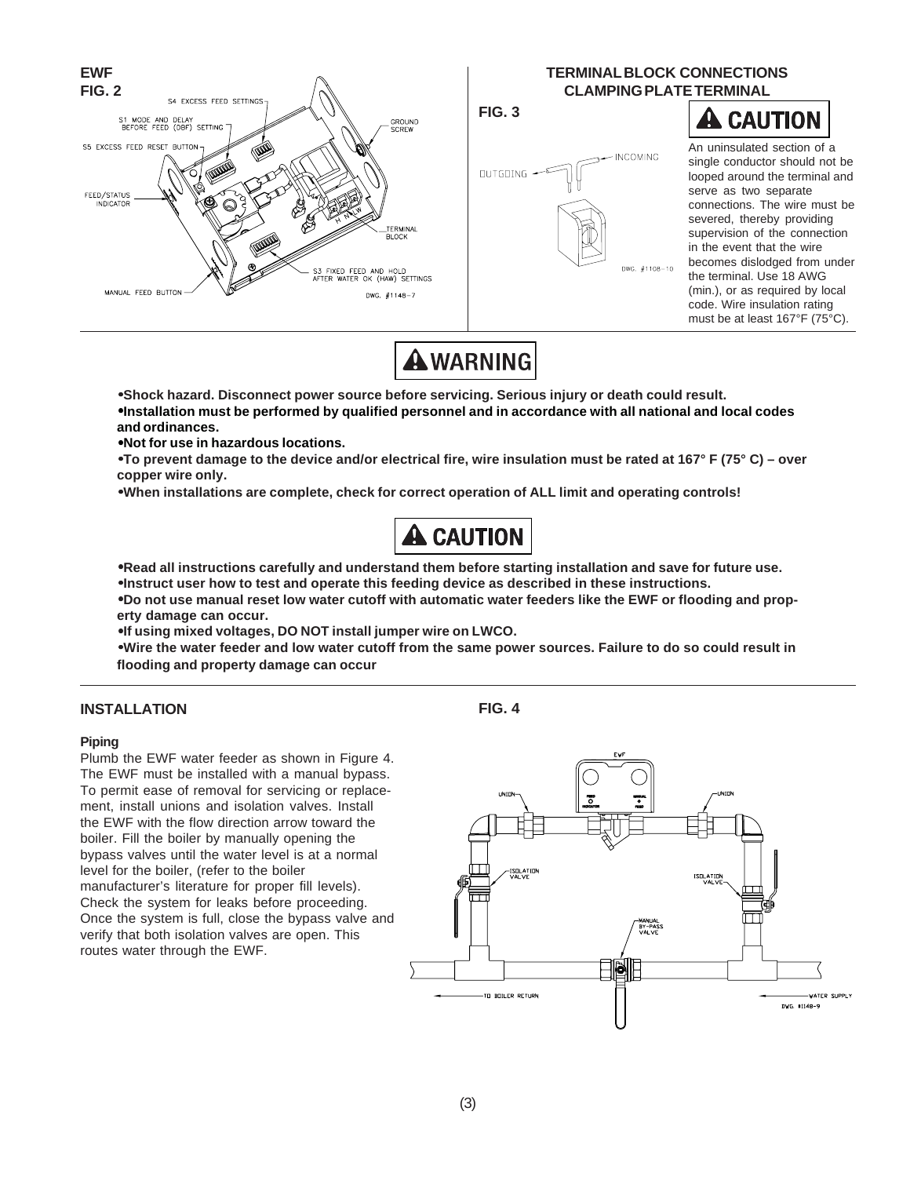**EWF**
**FIG. 2**

S4 EXCESS FEED SETTINGS
S1 MODE AND DELAY BEFORE FEED (DBF) SETTING
S5 EXCESS FEED RESET BUTTON
GROUND SCREW
FEED/STATUS INDICATOR
TERMINAL BLOCK
S3 FIXED FEED AND HOLD AFTER WATER OK (HAW) SETTINGS
MANUAL FEED BUTTON
DWG. #1148-7

## TERMINAL BLOCK CONNECTIONS CLAMPING PLATE TERMINAL

**FIG. 3**

OUTGOING
INCOMING
DWG. #1108-10

**⚠ CAUTION**

An uninsulated section of a single conductor should not be looped around the terminal and serve as two separate connections. The wire must be severed, thereby providing supervision of the connection in the event that the wire becomes dislodged from under the terminal. Use 18 AWG (min.), or as required by local code. Wire insulation rating must be at least 167°F (75°C).

**⚠ WARNING**

- **Shock hazard. Disconnect power source before servicing. Serious injury or death could result.**
- **Installation must be performed by qualified personnel and in accordance with all national and local codes and ordinances.**
- **Not for use in hazardous locations.**
- **To prevent damage to the device and/or electrical fire, wire insulation must be rated at 167° F (75° C) – over copper wire only.**
- **When installations are complete, check for correct operation of ALL limit and operating controls!**

**⚠ CAUTION**

- **Read all instructions carefully and understand them before starting installation and save for future use.**
- **Instruct user how to test and operate this feeding device as described in these instructions.**
- **Do not use manual reset low water cutoff with automatic water feeders like the EWF or flooding and property damage can occur.**
- **If using mixed voltages, DO NOT install jumper wire on LWCO.**
- **Wire the water feeder and low water cutoff from the same power sources. Failure to do so could result in flooding and property damage can occur**

## INSTALLATION

### Piping

Plumb the EWF water feeder as shown in Figure 4. The EWF must be installed with a manual bypass. To permit ease of removal for servicing or replacement, install unions and isolation valves. Install the EWF with the flow direction arrow toward the boiler. Fill the boiler by manually opening the bypass valves until the water level is at a normal level for the boiler, (refer to the boiler manufacturer's literature for proper fill levels). Check the system for leaks before proceeding. Once the system is full, close the bypass valve and verify that both isolation valves are open. This routes water through the EWF.

**FIG. 4**

EWF
UNION
UNION
ISOLATION VALVE
ISOLATION VALVE
MANUAL BY-PASS VALVE
TO BOILER RETURN
WATER SUPPLY
DWG. #1148-9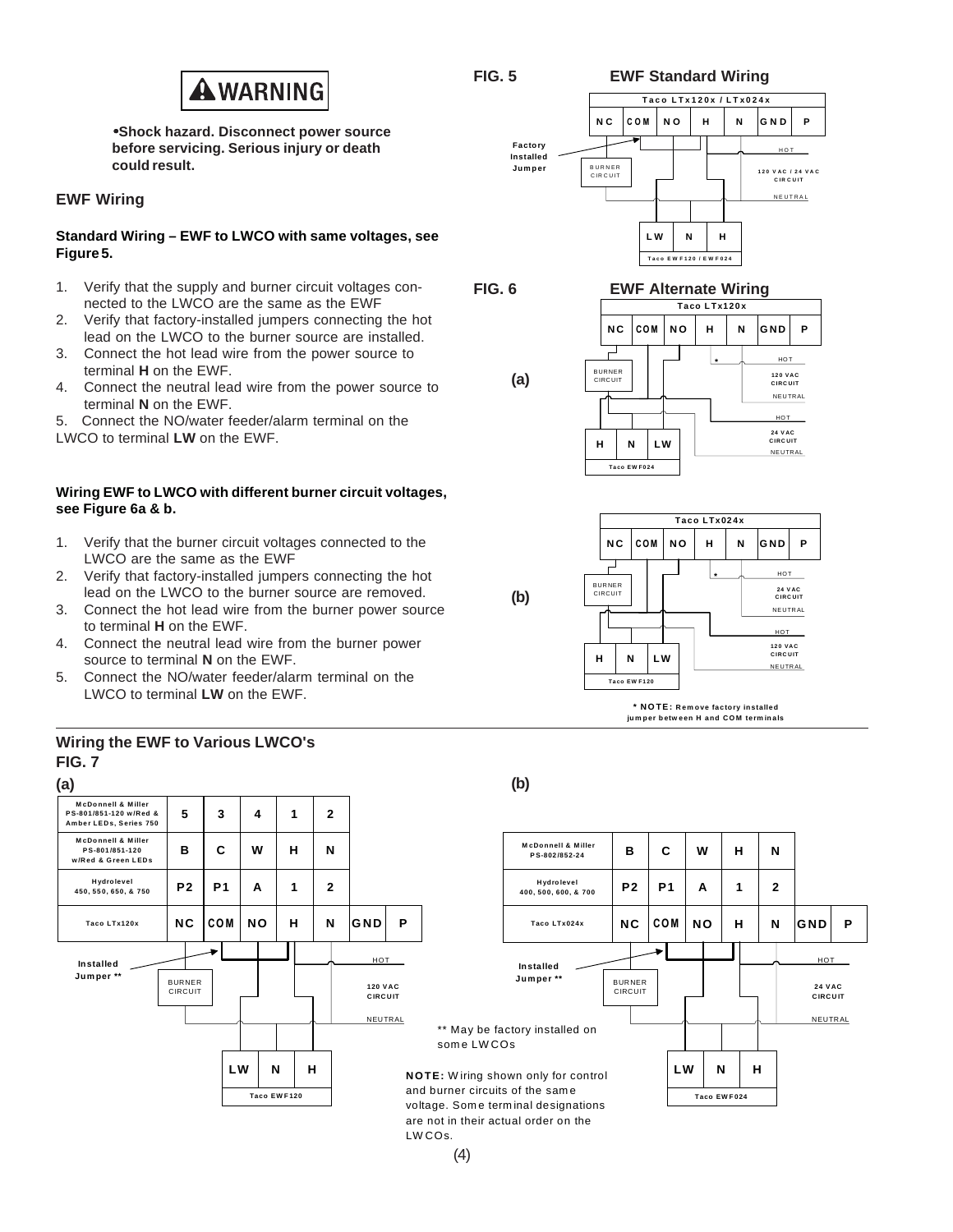**⚠ WARNING**

- **Shock hazard. Disconnect power source before servicing. Serious injury or death could result.**

## EWF Wiring

### Standard Wiring – EWF to LWCO with same voltages, see Figure 5.

1. Verify that the supply and burner circuit voltages connected to the LWCO are the same as the EWF
2. Verify that factory-installed jumpers connecting the hot lead on the LWCO to the burner source are installed.
3. Connect the hot lead wire from the power source to terminal **H** on the EWF.
4. Connect the neutral lead wire from the power source to terminal **N** on the EWF.
5. Connect the NO/water feeder/alarm terminal on the LWCO to terminal **LW** on the EWF.

### Wiring EWF to LWCO with different burner circuit voltages, see Figure 6a & b.

1. Verify that the burner circuit voltages connected to the LWCO are the same as the EWF
2. Verify that factory-installed jumpers connecting the hot lead on the LWCO to the burner source are removed.
3. Connect the hot lead wire from the burner power source to terminal **H** on the EWF.
4. Connect the neutral lead wire from the burner power source to terminal **N** on the EWF.
5. Connect the NO/water feeder/alarm terminal on the LWCO to terminal **LW** on the EWF.

**FIG. 5 EWF Standard Wiring**

| Taco LTx120x / LTx024x | | | | | | |
|---|---|---|---|---|---|---|
| NC | COM | NO | H | N | GND | P |

Factory Installed Jumper — BURNER CIRCUIT — HOT — 120 VAC / 24 VAC CIRCUIT — NEUTRAL

| LW | N | H |
|---|---|---|
| Taco EWF120 / EWF024 | | |

**FIG. 6 EWF Alternate Wiring**

**(a)**

| Taco LTx120x | | | | | | |
|---|---|---|---|---|---|---|
| NC | COM | NO | H | N | GND | P |

BURNER CIRCUIT — * — HOT — 120 VAC CIRCUIT — NEUTRAL — HOT — 24 VAC CIRCUIT — NEUTRAL

| H | N | LW |
|---|---|---|
| Taco EWF024 | | |

**(b)**

| Taco LTx024x | | | | | | |
|---|---|---|---|---|---|---|
| NC | COM | NO | H | N | GND | P |

BURNER CIRCUIT — * — HOT — 24 VAC CIRCUIT — NEUTRAL — HOT — 120 VAC CIRCUIT — NEUTRAL

| H | N | LW |
|---|---|---|
| Taco EWF120 | | |

**\* NOTE: Remove factory installed jumper between H and COM terminals**

## Wiring the EWF to Various LWCO's

**FIG. 7**

**(a)**

| | | | | | | | |
|---|---|---|---|---|---|---|---|
| McDonnell & Miller PS-801/851-120 w/Red & Amber LEDs, Series 750 | 5 | 3 | 4 | 1 | 2 | | |
| McDonnell & Miller PS-801/851-120 w/Red & Green LEDs | B | C | W | H | N | | |
| Hydrolevel 450, 550, 650, & 750 | P2 | P1 | A | 1 | 2 | | |
| Taco LTx120x | NC | COM | NO | H | N | GND | P |

Installed Jumper ** — BURNER CIRCUIT — HOT — 120 VAC CIRCUIT — NEUTRAL

| LW | N | H |
|---|---|---|
| Taco EWF120 | | |

**(b)**

| | | | | | | | |
|---|---|---|---|---|---|---|---|
| McDonnell & Miller PS-802/852-24 | B | C | W | H | N | | |
| Hydrolevel 400, 500, 600, & 700 | P2 | P1 | A | 1 | 2 | | |
| Taco LTx024x | NC | COM | NO | H | N | GND | P |

Installed Jumper ** — BURNER CIRCUIT — HOT — 24 VAC CIRCUIT — NEUTRAL

| LW | N | H |
|---|---|---|
| Taco EWF024 | | |

** May be factory installed on some LWCOs

**NOTE:** Wiring shown only for control and burner circuits of the same voltage. Some terminal designations are not in their actual order on the LWCOs.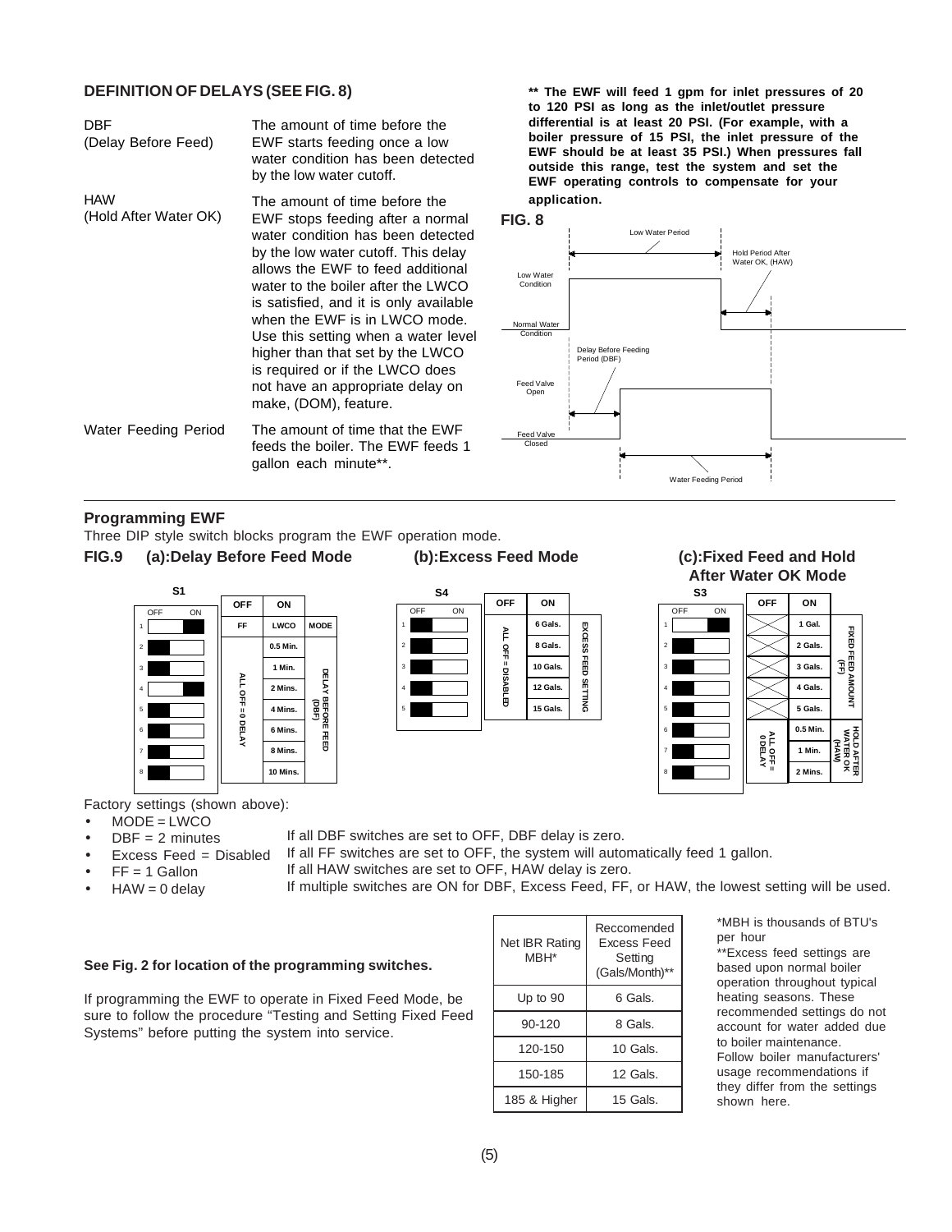## DEFINITION OF DELAYS (SEE FIG. 8)

| | |
|---|---|
| DBF (Delay Before Feed) | The amount of time before the EWF starts feeding once a low water condition has been detected by the low water cutoff. |
| HAW (Hold After Water OK) | The amount of time before the EWF stops feeding after a normal water condition has been detected by the low water cutoff. This delay allows the EWF to feed additional water to the boiler after the LWCO is satisfied, and it is only available when the EWF is in LWCO mode. Use this setting when a water level higher than that set by the LWCO is required or if the LWCO does not have an appropriate delay on make, (DOM), feature. |
| Water Feeding Period | The amount of time that the EWF feeds the boiler. The EWF feeds 1 gallon each minute**. |

**\*\* The EWF will feed 1 gpm for inlet pressures of 20 to 120 PSI as long as the inlet/outlet pressure differential is at least 20 PSI. (For example, with a boiler pressure of 15 PSI, the inlet pressure of the EWF should be at least 35 PSI.) When pressures fall outside this range, test the system and set the EWF operating controls to compensate for your application.**

**FIG. 8**

Low Water Period — Hold Period After Water OK, (HAW) — Low Water Condition — Normal Water Condition — Delay Before Feeding Period (DBF) — Feed Valve Open — Feed Valve Closed — Water Feeding Period

## Programming EWF

Three DIP style switch blocks program the EWF operation mode.

**FIG.9 (a):Delay Before Feed Mode**

S1

| Switch | Position | OFF | ON | |
|---|---|---|---|---|
| 1 | ON | FF | LWCO | MODE |
| 2 | OFF | ALL OFF = 0 DELAY | 0.5 Min. | DELAY BEFORE FEED (DBF) |
| 3 | OFF | | 1 Min. | |
| 4 | ON | | 2 Mins. | |
| 5 | OFF | | 4 Mins. | |
| 6 | OFF | | 6 Mins. | |
| 7 | OFF | | 8 Mins. | |
| 8 | OFF | | 10 Mins. | |

**(b):Excess Feed Mode**

S4

| Switch | Position | OFF | ON | |
|---|---|---|---|---|
| 1 | OFF | ALL OFF = DISABLED | 6 Gals. | EXCESS FEED SETTING |
| 2 | OFF | | 8 Gals. | |
| 3 | OFF | | 10 Gals. | |
| 4 | OFF | | 12 Gals. | |
| 5 | OFF | | 15 Gals. | |

**(c):Fixed Feed and Hold After Water OK Mode**

S3

| Switch | Position | OFF | ON | |
|---|---|---|---|---|
| 1 | ON | | 1 Gal. | FIXED FEED AMOUNT (FF) |
| 2 | OFF | | 2 Gals. | |
| 3 | OFF | | 3 Gals. | |
| 4 | OFF | | 4 Gals. | |
| 5 | OFF | | 5 Gals. | |
| 6 | OFF | ALL OFF = 0 DELAY | 0.5 Min. | HOLD AFTER WATER OK (HAW) |
| 7 | OFF | | 1 Min. | |
| 8 | OFF | | 2 Mins. | |

Factory settings (shown above):

- MODE = LWCO
- DBF = 2 minutes
- Excess Feed = Disabled
- FF = 1 Gallon
- HAW = 0 delay

If all DBF switches are set to OFF, DBF delay is zero.
If all FF switches are set to OFF, the system will automatically feed 1 gallon.
If all HAW switches are set to OFF, HAW delay is zero.
If multiple switches are ON for DBF, Excess Feed, FF, or HAW, the lowest setting will be used.

**See Fig. 2 for location of the programming switches.**

If programming the EWF to operate in Fixed Feed Mode, be sure to follow the procedure "Testing and Setting Fixed Feed Systems" before putting the system into service.

| Net IBR Rating MBH* | Reccomended Excess Feed Setting (Gals/Month)** |
|---|---|
| Up to 90 | 6 Gals. |
| 90-120 | 8 Gals. |
| 120-150 | 10 Gals. |
| 150-185 | 12 Gals. |
| 185 & Higher | 15 Gals. |

*MBH is thousands of BTU's per hour

**Excess feed settings are based upon normal boiler operation throughout typical heating seasons. These recommended settings do not account for water added due to boiler maintenance. Follow boiler manufacturers' usage recommendations if they differ from the settings shown here.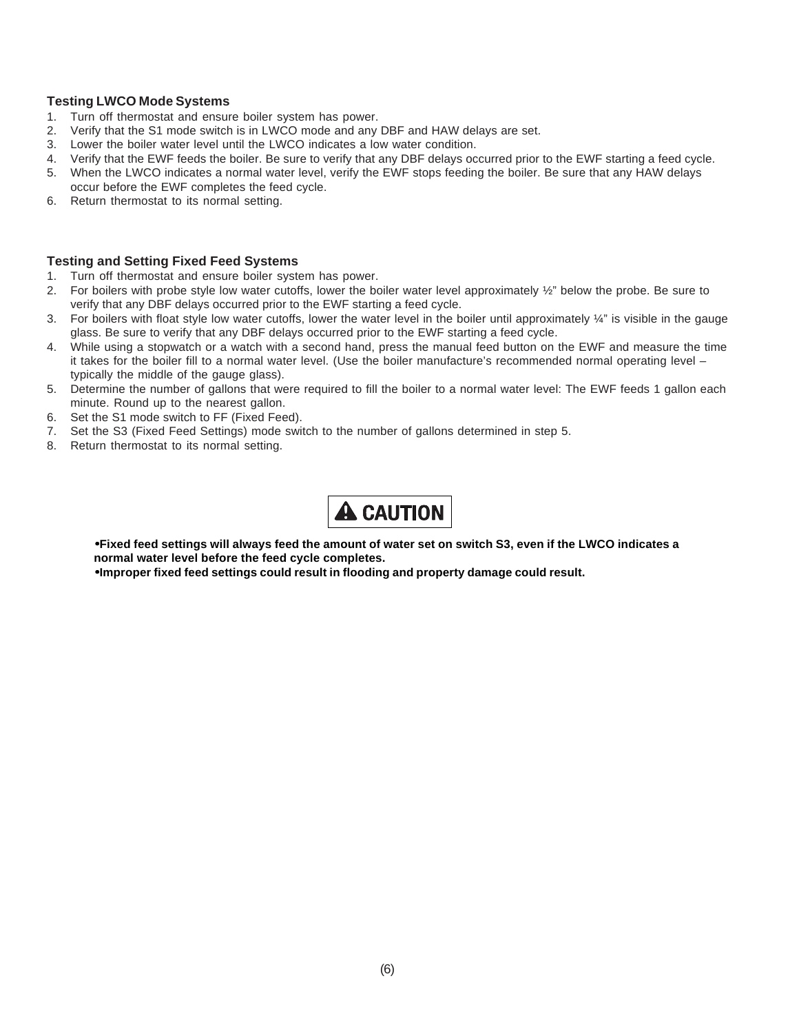### Testing LWCO Mode Systems

1. Turn off thermostat and ensure boiler system has power.
2. Verify that the S1 mode switch is in LWCO mode and any DBF and HAW delays are set.
3. Lower the boiler water level until the LWCO indicates a low water condition.
4. Verify that the EWF feeds the boiler. Be sure to verify that any DBF delays occurred prior to the EWF starting a feed cycle.
5. When the LWCO indicates a normal water level, verify the EWF stops feeding the boiler. Be sure that any HAW delays occur before the EWF completes the feed cycle.
6. Return thermostat to its normal setting.

### Testing and Setting Fixed Feed Systems

1. Turn off thermostat and ensure boiler system has power.
2. For boilers with probe style low water cutoffs, lower the boiler water level approximately ½" below the probe. Be sure to verify that any DBF delays occurred prior to the EWF starting a feed cycle.
3. For boilers with float style low water cutoffs, lower the water level in the boiler until approximately ¼" is visible in the gauge glass. Be sure to verify that any DBF delays occurred prior to the EWF starting a feed cycle.
4. While using a stopwatch or a watch with a second hand, press the manual feed button on the EWF and measure the time it takes for the boiler fill to a normal water level. (Use the boiler manufacture's recommended normal operating level – typically the middle of the gauge glass).
5. Determine the number of gallons that were required to fill the boiler to a normal water level: The EWF feeds 1 gallon each minute. Round up to the nearest gallon.
6. Set the S1 mode switch to FF (Fixed Feed).
7. Set the S3 (Fixed Feed Settings) mode switch to the number of gallons determined in step 5.
8. Return thermostat to its normal setting.

**⚠ CAUTION**

- **Fixed feed settings will always feed the amount of water set on switch S3, even if the LWCO indicates a normal water level before the feed cycle completes.**
- **Improper fixed feed settings could result in flooding and property damage could result.**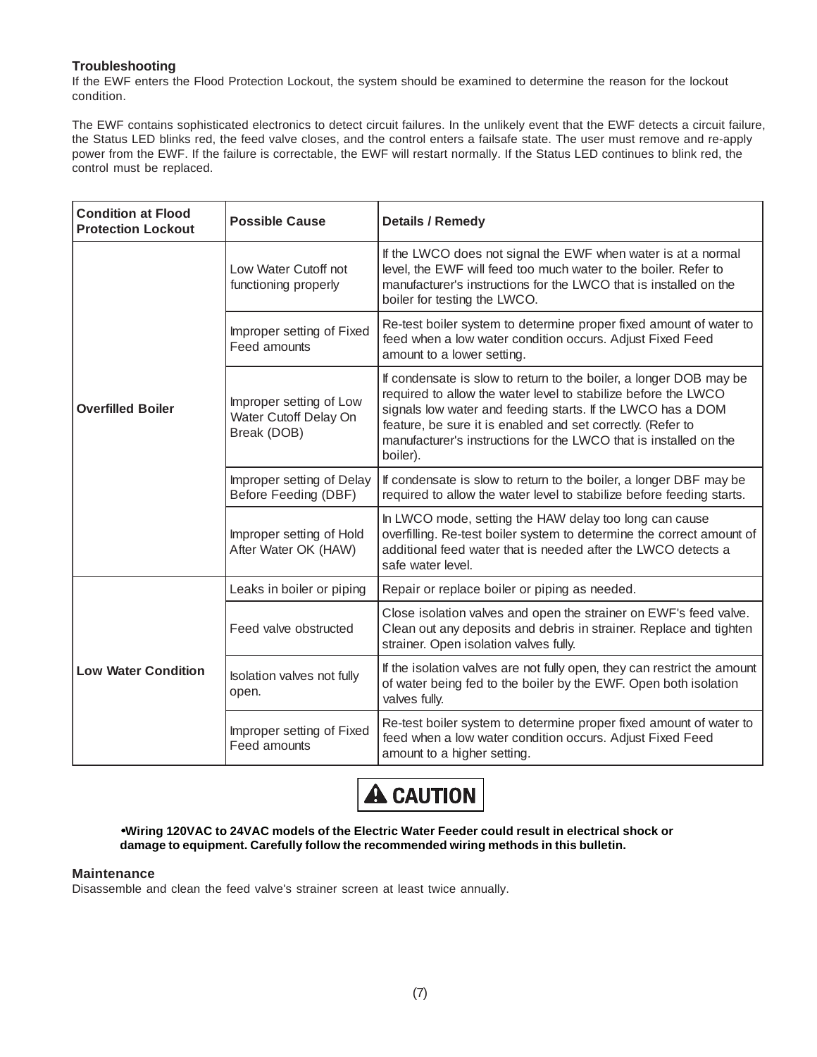### Troubleshooting

If the EWF enters the Flood Protection Lockout, the system should be examined to determine the reason for the lockout condition.

The EWF contains sophisticated electronics to detect circuit failures. In the unlikely event that the EWF detects a circuit failure, the Status LED blinks red, the feed valve closes, and the control enters a failsafe state. The user must remove and re-apply power from the EWF. If the failure is correctable, the EWF will restart normally. If the Status LED continues to blink red, the control must be replaced.

| Condition at Flood Protection Lockout | Possible Cause | Details / Remedy |
|---|---|---|
| **Overfilled Boiler** | Low Water Cutoff not functioning properly | If the LWCO does not signal the EWF when water is at a normal level, the EWF will feed too much water to the boiler. Refer to manufacturer's instructions for the LWCO that is installed on the boiler for testing the LWCO. |
| | Improper setting of Fixed Feed amounts | Re-test boiler system to determine proper fixed amount of water to feed when a low water condition occurs. Adjust Fixed Feed amount to a lower setting. |
| | Improper setting of Low Water Cutoff Delay On Break (DOB) | If condensate is slow to return to the boiler, a longer DOB may be required to allow the water level to stabilize before the LWCO signals low water and feeding starts. If the LWCO has a DOM feature, be sure it is enabled and set correctly. (Refer to manufacturer's instructions for the LWCO that is installed on the boiler). |
| | Improper setting of Delay Before Feeding (DBF) | If condensate is slow to return to the boiler, a longer DBF may be required to allow the water level to stabilize before feeding starts. |
| | Improper setting of Hold After Water OK (HAW) | In LWCO mode, setting the HAW delay too long can cause overfilling. Re-test boiler system to determine the correct amount of additional feed water that is needed after the LWCO detects a safe water level. |
| **Low Water Condition** | Leaks in boiler or piping | Repair or replace boiler or piping as needed. |
| | Feed valve obstructed | Close isolation valves and open the strainer on EWF's feed valve. Clean out any deposits and debris in strainer. Replace and tighten strainer. Open isolation valves fully. |
| | Isolation valves not fully open. | If the isolation valves are not fully open, they can restrict the amount of water being fed to the boiler by the EWF. Open both isolation valves fully. |
| | Improper setting of Fixed Feed amounts | Re-test boiler system to determine proper fixed amount of water to feed when a low water condition occurs. Adjust Fixed Feed amount to a higher setting. |

**⚠ CAUTION**

- **Wiring 120VAC to 24VAC models of the Electric Water Feeder could result in electrical shock or damage to equipment. Carefully follow the recommended wiring methods in this bulletin.**

### Maintenance

Disassemble and clean the feed valve's strainer screen at least twice annually.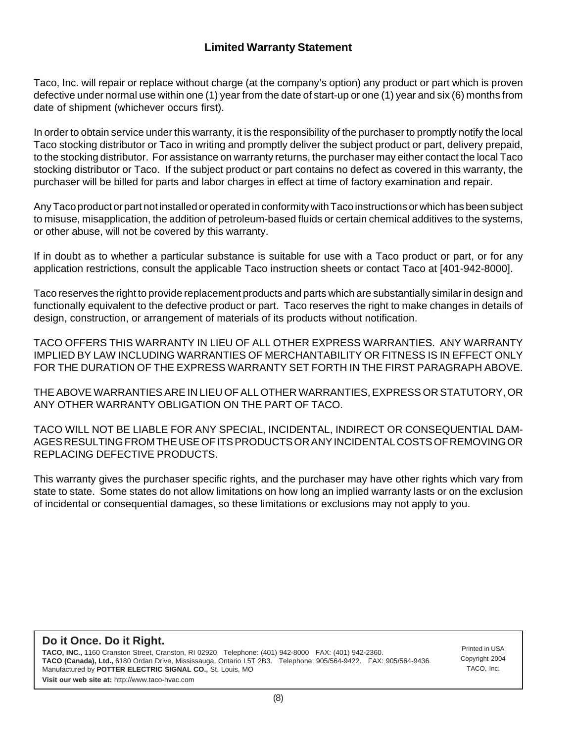## Limited Warranty Statement

Taco, Inc. will repair or replace without charge (at the company's option) any product or part which is proven defective under normal use within one (1) year from the date of start-up or one (1) year and six (6) months from date of shipment (whichever occurs first).

In order to obtain service under this warranty, it is the responsibility of the purchaser to promptly notify the local Taco stocking distributor or Taco in writing and promptly deliver the subject product or part, delivery prepaid, to the stocking distributor. For assistance on warranty returns, the purchaser may either contact the local Taco stocking distributor or Taco. If the subject product or part contains no defect as covered in this warranty, the purchaser will be billed for parts and labor charges in effect at time of factory examination and repair.

Any Taco product or part not installed or operated in conformity with Taco instructions or which has been subject to misuse, misapplication, the addition of petroleum-based fluids or certain chemical additives to the systems, or other abuse, will not be covered by this warranty.

If in doubt as to whether a particular substance is suitable for use with a Taco product or part, or for any application restrictions, consult the applicable Taco instruction sheets or contact Taco at [401-942-8000].

Taco reserves the right to provide replacement products and parts which are substantially similar in design and functionally equivalent to the defective product or part. Taco reserves the right to make changes in details of design, construction, or arrangement of materials of its products without notification.

TACO OFFERS THIS WARRANTY IN LIEU OF ALL OTHER EXPRESS WARRANTIES. ANY WARRANTY IMPLIED BY LAW INCLUDING WARRANTIES OF MERCHANTABILITY OR FITNESS IS IN EFFECT ONLY FOR THE DURATION OF THE EXPRESS WARRANTY SET FORTH IN THE FIRST PARAGRAPH ABOVE.

THE ABOVE WARRANTIES ARE IN LIEU OF ALL OTHER WARRANTIES, EXPRESS OR STATUTORY, OR ANY OTHER WARRANTY OBLIGATION ON THE PART OF TACO.

TACO WILL NOT BE LIABLE FOR ANY SPECIAL, INCIDENTAL, INDIRECT OR CONSEQUENTIAL DAMAGES RESULTING FROM THE USE OF ITS PRODUCTS OR ANY INCIDENTAL COSTS OF REMOVING OR REPLACING DEFECTIVE PRODUCTS.

This warranty gives the purchaser specific rights, and the purchaser may have other rights which vary from state to state. Some states do not allow limitations on how long an implied warranty lasts or on the exclusion of incidental or consequential damages, so these limitations or exclusions may not apply to you.

**Do it Once. Do it Right.**

**TACO, INC.,** 1160 Cranston Street, Cranston, RI 02920 Telephone: (401) 942-8000 FAX: (401) 942-2360.
**TACO (Canada), Ltd.,** 6180 Ordan Drive, Mississauga, Ontario L5T 2B3. Telephone: 905/564-9422. FAX: 905/564-9436.
Manufactured by **POTTER ELECTRIC SIGNAL CO.,** St. Louis, MO

**Visit our web site at:** http://www.taco-hvac.com

Printed in USA
Copyright 2004
TACO, Inc.